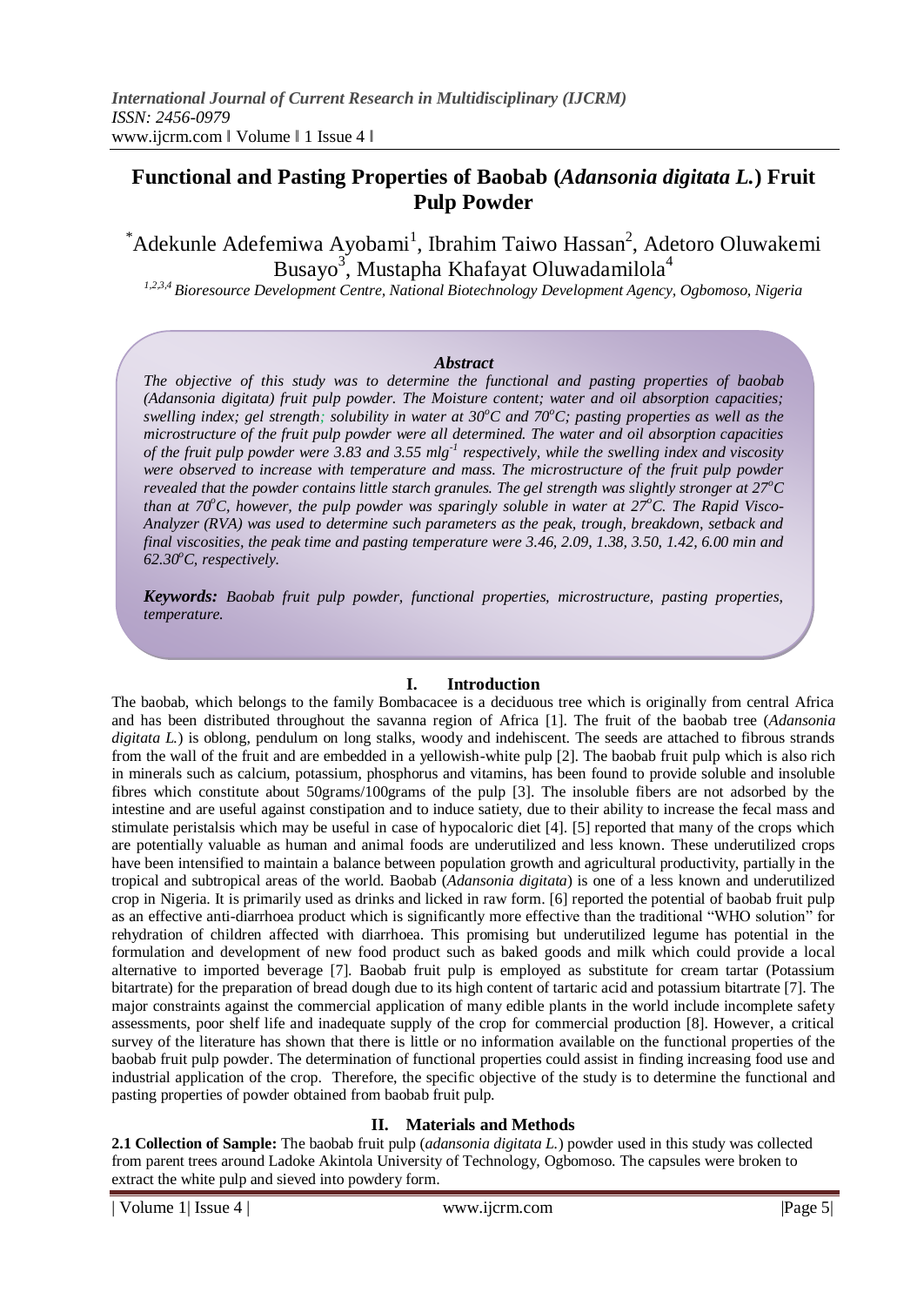# Functional and Pasting Properties of Baobab (*Adansonia digitata L.*) Fruit Pulp Powder

*Adekunle Adefemiwa Ayobami[1], Ibrahim Taiwo Hassan[2], Adetoro Oluwakemi Busayo[3], Mustapha Khafayat Oluwadamilola[4]

[1,2,3,4] *Bioresource Development Centre, National Biotechnology Development Agency, Ogbomoso, Nigeria*

### *Abstract*

*The objective of this study was to determine the functional and pasting properties of baobab (Adansonia digitata) fruit pulp powder. The Moisture content; water and oil absorption capacities; swelling index; gel strength; solubility in water at 30°C and 70°C; pasting properties as well as the microstructure of the fruit pulp powder were all determined. The water and oil absorption capacities of the fruit pulp powder were 3.83 and 3.55 mlg$^{-1}$ respectively, while the swelling index and viscosity were observed to increase with temperature and mass. The microstructure of the fruit pulp powder revealed that the powder contains little starch granules. The gel strength was slightly stronger at 27°C than at 70°C, however, the pulp powder was sparingly soluble in water at 27°C. The Rapid Visco-Analyzer (RVA) was used to determine such parameters as the peak, trough, breakdown, setback and final viscosities, the peak time and pasting temperature were 3.46, 2.09, 1.38, 3.50, 1.42, 6.00 min and 62.30°C, respectively.*

***Keywords:*** *Baobab fruit pulp powder, functional properties, microstructure, pasting properties, temperature.*

## I. Introduction

The baobab, which belongs to the family Bombacacee is a deciduous tree which is originally from central Africa and has been distributed throughout the savanna region of Africa [1]. The fruit of the baobab tree (*Adansonia digitata L.*) is oblong, pendulum on long stalks, woody and indehiscent. The seeds are attached to fibrous strands from the wall of the fruit and are embedded in a yellowish-white pulp [2]. The baobab fruit pulp which is also rich in minerals such as calcium, potassium, phosphorus and vitamins, has been found to provide soluble and insoluble fibres which constitute about 50grams/100grams of the pulp [3]. The insoluble fibers are not adsorbed by the intestine and are useful against constipation and to induce satiety, due to their ability to increase the fecal mass and stimulate peristalsis which may be useful in case of hypocaloric diet [4]. [5] reported that many of the crops which are potentially valuable as human and animal foods are underutilized and less known. These underutilized crops have been intensified to maintain a balance between population growth and agricultural productivity, partially in the tropical and subtropical areas of the world. Baobab (*Adansonia digitata*) is one of a less known and underutilized crop in Nigeria. It is primarily used as drinks and licked in raw form. [6] reported the potential of baobab fruit pulp as an effective anti-diarrhoea product which is significantly more effective than the traditional "WHO solution" for rehydration of children affected with diarrhoea. This promising but underutilized legume has potential in the formulation and development of new food product such as baked goods and milk which could provide a local alternative to imported beverage [7]. Baobab fruit pulp is employed as substitute for cream tartar (Potassium bitartrate) for the preparation of bread dough due to its high content of tartaric acid and potassium bitartrate [7]. The major constraints against the commercial application of many edible plants in the world include incomplete safety assessments, poor shelf life and inadequate supply of the crop for commercial production [8]. However, a critical survey of the literature has shown that there is little or no information available on the functional properties of the baobab fruit pulp powder. The determination of functional properties could assist in finding increasing food use and industrial application of the crop. Therefore, the specific objective of the study is to determine the functional and pasting properties of powder obtained from baobab fruit pulp.

## II. Materials and Methods

**2.1 Collection of Sample:** The baobab fruit pulp (*adansonia digitata L.*) powder used in this study was collected from parent trees around Ladoke Akintola University of Technology, Ogbomoso. The capsules were broken to extract the white pulp and sieved into powdery form.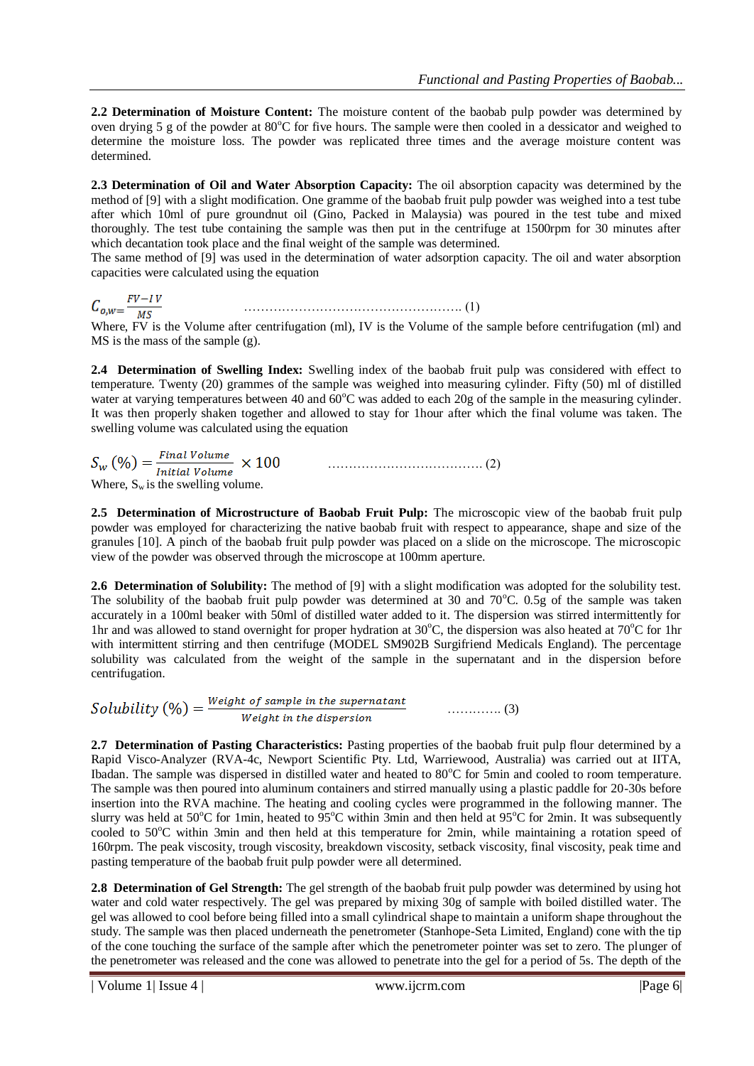**2.2 Determination of Moisture Content:** The moisture content of the baobab pulp powder was determined by oven drying 5 g of the powder at 80°C for five hours. The sample were then cooled in a dessicator and weighed to determine the moisture loss. The powder was replicated three times and the average moisture content was determined.

**2.3 Determination of Oil and Water Absorption Capacity:** The oil absorption capacity was determined by the method of [9] with a slight modification. One gramme of the baobab fruit pulp powder was weighed into a test tube after which 10ml of pure groundnut oil (Gino, Packed in Malaysia) was poured in the test tube and mixed thoroughly. The test tube containing the sample was then put in the centrifuge at 1500rpm for 30 minutes after which decantation took place and the final weight of the sample was determined.
The same method of [9] was used in the determination of water adsorption capacity. The oil and water absorption capacities were calculated using the equation

$$C_{o,w} = \frac{FV - IV}{MS} \quad \text{.................................................... (1)}$$

Where, FV is the Volume after centrifugation (ml), IV is the Volume of the sample before centrifugation (ml) and MS is the mass of the sample (g).

**2.4 Determination of Swelling Index:** Swelling index of the baobab fruit pulp was considered with effect to temperature. Twenty (20) grammes of the sample was weighed into measuring cylinder. Fifty (50) ml of distilled water at varying temperatures between 40 and 60°C was added to each 20g of the sample in the measuring cylinder. It was then properly shaken together and allowed to stay for 1hour after which the final volume was taken. The swelling volume was calculated using the equation

$$S_w\,(\%) = \frac{Final\ Volume}{Initial\ Volume} \times 100 \quad \text{..................................... (2)}$$

Where, $S_w$ is the swelling volume.

**2.5 Determination of Microstructure of Baobab Fruit Pulp:** The microscopic view of the baobab fruit pulp powder was employed for characterizing the native baobab fruit with respect to appearance, shape and size of the granules [10]. A pinch of the baobab fruit pulp powder was placed on a slide on the microscope. The microscopic view of the powder was observed through the microscope at 100mm aperture.

**2.6 Determination of Solubility:** The method of [9] with a slight modification was adopted for the solubility test. The solubility of the baobab fruit pulp powder was determined at 30 and 70°C. 0.5g of the sample was taken accurately in a 100ml beaker with 50ml of distilled water added to it. The dispersion was stirred intermittently for 1hr and was allowed to stand overnight for proper hydration at 30°C, the dispersion was also heated at 70°C for 1hr with intermittent stirring and then centrifuge (MODEL SM902B Surgifriend Medicals England). The percentage solubility was calculated from the weight of the sample in the supernatant and in the dispersion before centrifugation.

$$Solubility\,(\%) = \frac{Weight\ of\ sample\ in\ the\ supernatant}{Weight\ in\ the\ dispersion} \quad \text{............. (3)}$$

**2.7 Determination of Pasting Characteristics:** Pasting properties of the baobab fruit pulp flour determined by a Rapid Visco-Analyzer (RVA-4c, Newport Scientific Pty. Ltd, Warriewood, Australia) was carried out at IITA, Ibadan. The sample was dispersed in distilled water and heated to 80°C for 5min and cooled to room temperature. The sample was then poured into aluminum containers and stirred manually using a plastic paddle for 20-30s before insertion into the RVA machine. The heating and cooling cycles were programmed in the following manner. The slurry was held at 50°C for 1min, heated to 95°C within 3min and then held at 95°C for 2min. It was subsequently cooled to 50°C within 3min and then held at this temperature for 2min, while maintaining a rotation speed of 160rpm. The peak viscosity, trough viscosity, breakdown viscosity, setback viscosity, final viscosity, peak time and pasting temperature of the baobab fruit pulp powder were all determined.

**2.8 Determination of Gel Strength:** The gel strength of the baobab fruit pulp powder was determined by using hot water and cold water respectively. The gel was prepared by mixing 30g of sample with boiled distilled water. The gel was allowed to cool before being filled into a small cylindrical shape to maintain a uniform shape throughout the study. The sample was then placed underneath the penetrometer (Stanhope-Seta Limited, England) cone with the tip of the cone touching the surface of the sample after which the penetrometer pointer was set to zero. The plunger of the penetrometer was released and the cone was allowed to penetrate into the gel for a period of 5s. The depth of the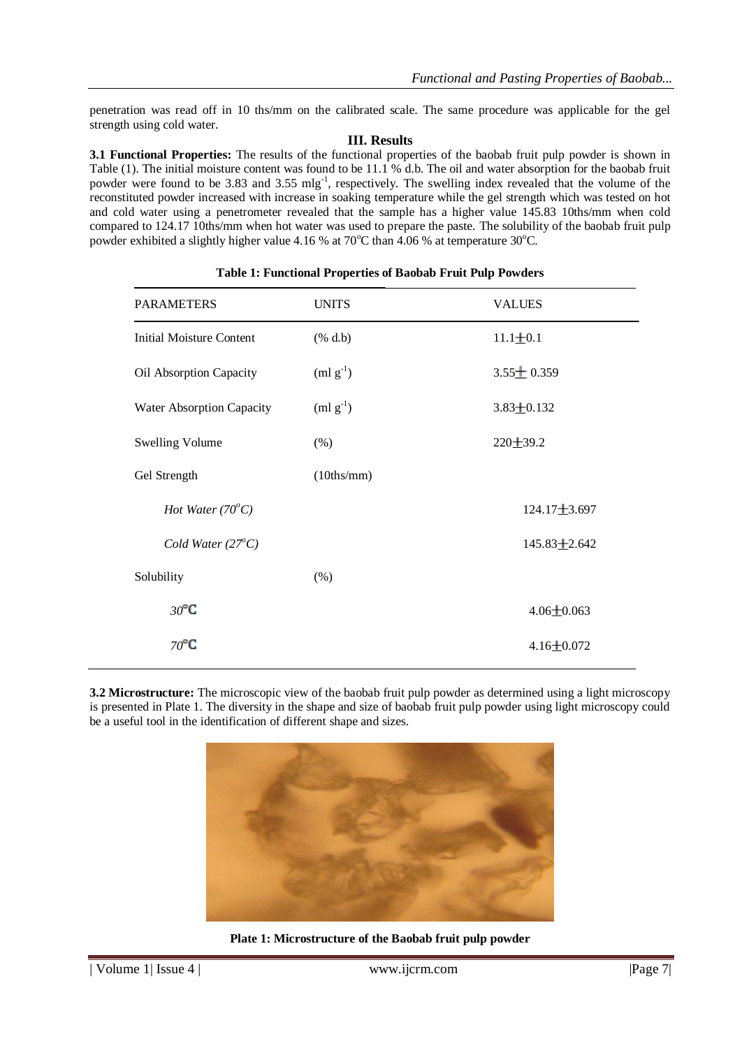penetration was read off in 10 ths/mm on the calibrated scale. The same procedure was applicable for the gel strength using cold water.

## III. Results

**3.1 Functional Properties:** The results of the functional properties of the baobab fruit pulp powder is shown in Table (1). The initial moisture content was found to be 11.1 % d.b. The oil and water absorption for the baobab fruit powder were found to be 3.83 and 3.55 mlg$^{-1}$, respectively. The swelling index revealed that the volume of the reconstituted powder increased with increase in soaking temperature while the gel strength which was tested on hot and cold water using a penetrometer revealed that the sample has a higher value 145.83 10ths/mm when cold compared to 124.17 10ths/mm when hot water was used to prepare the paste. The solubility of the baobab fruit pulp powder exhibited a slightly higher value 4.16 % at 70$^{o}$C than 4.06 % at temperature 30$^{o}$C.

**Table 1: Functional Properties of Baobab Fruit Pulp Powders**

| PARAMETERS | UNITS | VALUES |
|---|---|---|
| Initial Moisture Content | (% d.b) | 11.1$\pm$0.1 |
| Oil Absorption Capacity | (ml g$^{-1}$) | 3.55$\pm$ 0.359 |
| Water Absorption Capacity | (ml g$^{-1}$) | 3.83$\pm$0.132 |
| Swelling Volume | (%) | 220$\pm$39.2 |
| Gel Strength | (10ths/mm) | |
| *Hot Water (70$^{o}$C)* | | 124.17$\pm$3.697 |
| *Cold Water (27$^{o}$C)* | | 145.83$\pm$2.642 |
| Solubility | (%) | |
| *30$^{o}$C* | | 4.06$\pm$0.063 |
| *70$^{o}$C* | | 4.16$\pm$0.072 |

**3.2 Microstructure:** The microscopic view of the baobab fruit pulp powder as determined using a light microscopy is presented in Plate 1. The diversity in the shape and size of baobab fruit pulp powder using light microscopy could be a useful tool in the identification of different shape and sizes.

**Plate 1: Microstructure of the Baobab fruit pulp powder**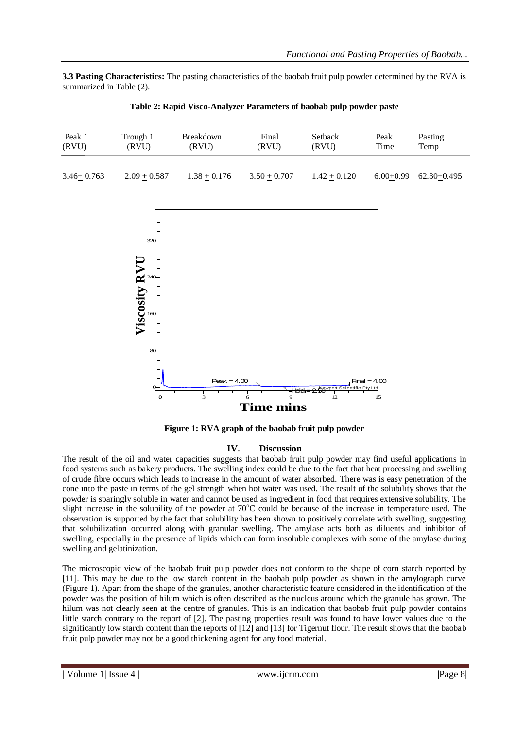**3.3 Pasting Characteristics:** The pasting characteristics of the baobab fruit pulp powder determined by the RVA is summarized in Table (2).

**Table 2: Rapid Visco-Analyzer Parameters of baobab pulp powder paste**

| Peak 1 (RVU) | Trough 1 (RVU) | Breakdown (RVU) | Final (RVU) | Setback (RVU) | Peak Time | Pasting Temp |
|---|---|---|---|---|---|---|
| 3.46 ± 0.763 | 2.09 ± 0.587 | 1.38 ± 0.176 | 3.50 ± 0.707 | 1.42 ± 0.120 | 6.00±0.99 | 62.30±0.495 |

**Figure 1: RVA graph of the baobab fruit pulp powder**

## IV. Discussion

The result of the oil and water capacities suggests that baobab fruit pulp powder may find useful applications in food systems such as bakery products. The swelling index could be due to the fact that heat processing and swelling of crude fibre occurs which leads to increase in the amount of water absorbed. There was is easy penetration of the cone into the paste in terms of the gel strength when hot water was used. The result of the solubility shows that the powder is sparingly soluble in water and cannot be used as ingredient in food that requires extensive solubility. The slight increase in the solubility of the powder at 70°C could be because of the increase in temperature used. The observation is supported by the fact that solubility has been shown to positively correlate with swelling, suggesting that solubilization occurred along with granular swelling. The amylase acts both as diluents and inhibitor of swelling, especially in the presence of lipids which can form insoluble complexes with some of the amylase during swelling and gelatinization.

The microscopic view of the baobab fruit pulp powder does not conform to the shape of corn starch reported by [11]. This may be due to the low starch content in the baobab pulp powder as shown in the amylograph curve (Figure 1). Apart from the shape of the granules, another characteristic feature considered in the identification of the powder was the position of hilum which is often described as the nucleus around which the granule has grown. The hilum was not clearly seen at the centre of granules. This is an indication that baobab fruit pulp powder contains little starch contrary to the report of [2]. The pasting properties result was found to have lower values due to the significantly low starch content than the reports of [12] and [13] for Tigernut flour. The result shows that the baobab fruit pulp powder may not be a good thickening agent for any food material.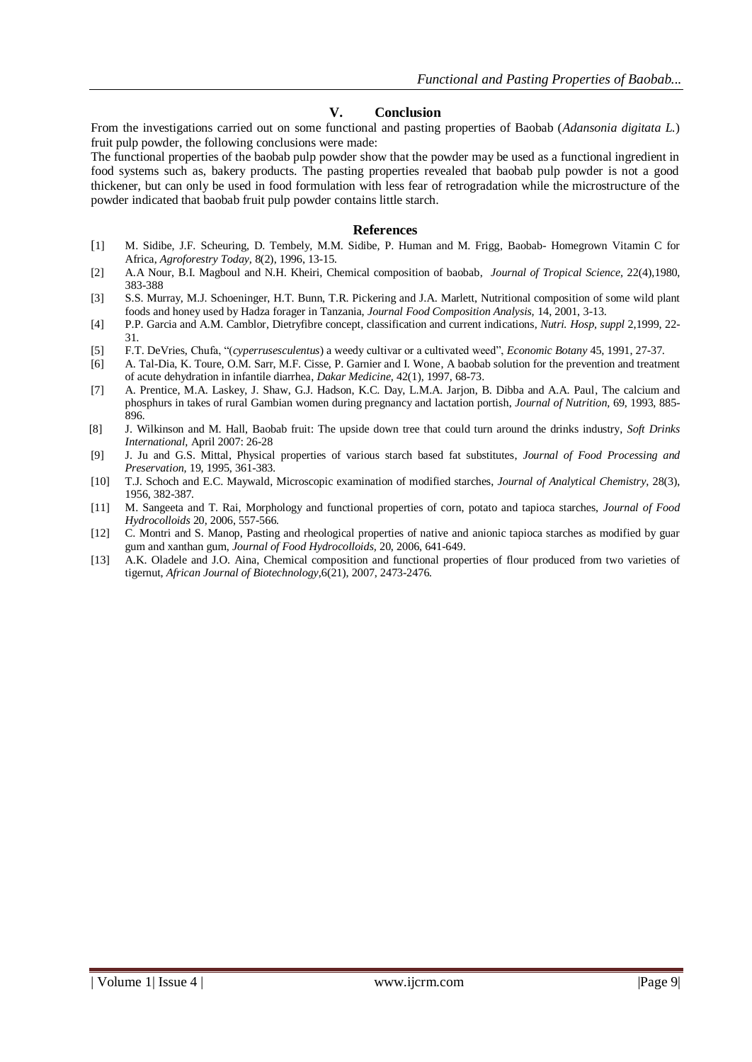## V. Conclusion

From the investigations carried out on some functional and pasting properties of Baobab (*Adansonia digitata L.*) fruit pulp powder, the following conclusions were made:

The functional properties of the baobab pulp powder show that the powder may be used as a functional ingredient in food systems such as, bakery products. The pasting properties revealed that baobab pulp powder is not a good thickener, but can only be used in food formulation with less fear of retrogradation while the microstructure of the powder indicated that baobab fruit pulp powder contains little starch.

## References

[1] M. Sidibe, J.F. Scheuring, D. Tembely, M.M. Sidibe, P. Human and M. Frigg, Baobab- Homegrown Vitamin C for Africa, *Agroforestry Today,* 8(2), 1996, 13-15.

[2] A.A Nour, B.I. Magboul and N.H. Kheiri, Chemical composition of baobab, *Journal of Tropical Science,* 22(4),1980, 383-388

[3] S.S. Murray, M.J. Schoeninger, H.T. Bunn, T.R. Pickering and J.A. Marlett, Nutritional composition of some wild plant foods and honey used by Hadza forager in Tanzania, *Journal Food Composition Analysis,* 14, 2001, 3-13.

[4] P.P. Garcia and A.M. Camblor, Dietryfibre concept, classification and current indications, *Nutri. Hosp, suppl* 2,1999, 22-31.

[5] F.T. DeVries, Chufa, "(*cyperrusesculentus*) a weedy cultivar or a cultivated weed", *Economic Botany* 45, 1991, 27-37.

[6] A. Tal-Dia, K. Toure, O.M. Sarr, M.F. Cisse, P. Garnier and I. Wone, A baobab solution for the prevention and treatment of acute dehydration in infantile diarrhea, *Dakar Medicine,* 42(1), 1997, 68-73.

[7] A. Prentice, M.A. Laskey, J. Shaw, G.J. Hadson, K.C. Day, L.M.A. Jarjon, B. Dibba and A.A. Paul, The calcium and phosphurs in takes of rural Gambian women during pregnancy and lactation portish, *Journal of Nutrition,* 69, 1993, 885-896.

[8] J. Wilkinson and M. Hall, Baobab fruit: The upside down tree that could turn around the drinks industry, *Soft Drinks International,* April 2007: 26-28

[9] J. Ju and G.S. Mittal, Physical properties of various starch based fat substitutes, *Journal of Food Processing and Preservation,* 19, 1995, 361-383.

[10] T.J. Schoch and E.C. Maywald, Microscopic examination of modified starches, *Journal of Analytical Chemistry,* 28(3), 1956, 382-387.

[11] M. Sangeeta and T. Rai, Morphology and functional properties of corn, potato and tapioca starches, *Journal of Food Hydrocolloids* 20, 2006, 557-566.

[12] C. Montri and S. Manop, Pasting and rheological properties of native and anionic tapioca starches as modified by guar gum and xanthan gum, *Journal of Food Hydrocolloids,* 20, 2006, 641-649.

[13] A.K. Oladele and J.O. Aina, Chemical composition and functional properties of flour produced from two varieties of tigernut, *African Journal of Biotechnology,*6(21), 2007, 2473-2476.